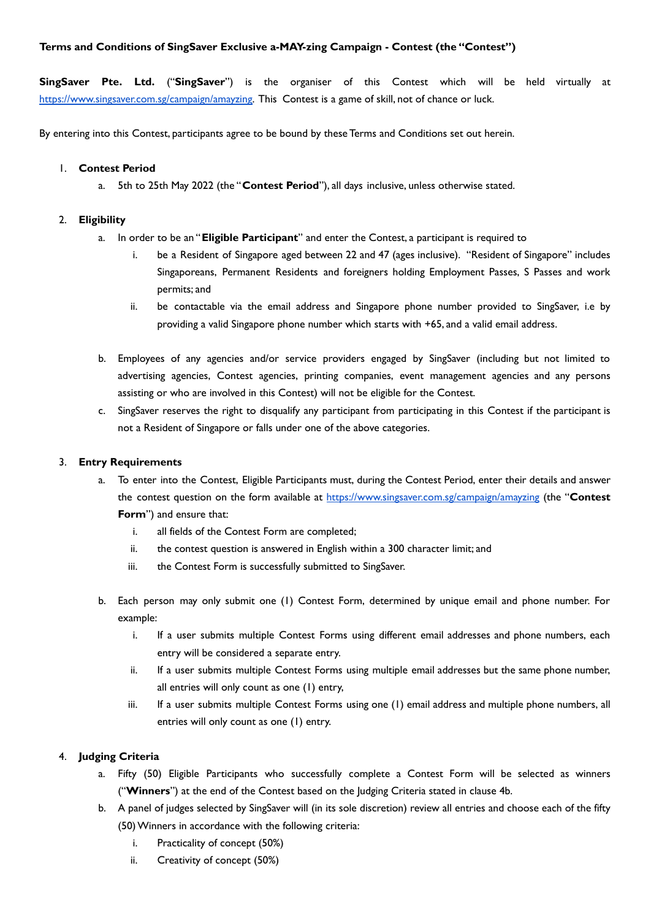**Terms and Conditions of SingSaver Exclusive a-MAY-zing Campaign - Contest (the "Contest")**

**SingSaver Pte. Ltd.** ("**SingSaver**") is the organiser of this Contest which will be held virtually at https://www.singsaver.com.sg/campaign/amayzing. This Contest is a game of skill, not of chance or luck.

By entering into this Contest, participants agree to be bound by these Terms and Conditions set out herein.

1. **Contest Period**
   a. 5th to 25th May 2022 (the "**Contest Period**"), all days inclusive, unless otherwise stated.

2. **Eligibility**
   a. In order to be an "**Eligible Participant**" and enter the Contest, a participant is required to
      i. be a Resident of Singapore aged between 22 and 47 (ages inclusive). "Resident of Singapore" includes Singaporeans, Permanent Residents and foreigners holding Employment Passes, S Passes and work permits; and
      ii. be contactable via the email address and Singapore phone number provided to SingSaver, i.e by providing a valid Singapore phone number which starts with +65, and a valid email address.

   b. Employees of any agencies and/or service providers engaged by SingSaver (including but not limited to advertising agencies, Contest agencies, printing companies, event management agencies and any persons assisting or who are involved in this Contest) will not be eligible for the Contest.
   c. SingSaver reserves the right to disqualify any participant from participating in this Contest if the participant is not a Resident of Singapore or falls under one of the above categories.

3. **Entry Requirements**
   a. To enter into the Contest, Eligible Participants must, during the Contest Period, enter their details and answer the contest question on the form available at https://www.singsaver.com.sg/campaign/amayzing (the "**Contest Form**") and ensure that:
      i. all fields of the Contest Form are completed;
      ii. the contest question is answered in English within a 300 character limit; and
      iii. the Contest Form is successfully submitted to SingSaver.

   b. Each person may only submit one (1) Contest Form, determined by unique email and phone number. For example:
      i. If a user submits multiple Contest Forms using different email addresses and phone numbers, each entry will be considered a separate entry.
      ii. If a user submits multiple Contest Forms using multiple email addresses but the same phone number, all entries will only count as one (1) entry,
      iii. If a user submits multiple Contest Forms using one (1) email address and multiple phone numbers, all entries will only count as one (1) entry.

4. **Judging Criteria**
   a. Fifty (50) Eligible Participants who successfully complete a Contest Form will be selected as winners ("**Winners**") at the end of the Contest based on the Judging Criteria stated in clause 4b.
   b. A panel of judges selected by SingSaver will (in its sole discretion) review all entries and choose each of the fifty (50) Winners in accordance with the following criteria:
      i. Practicality of concept (50%)
      ii. Creativity of concept (50%)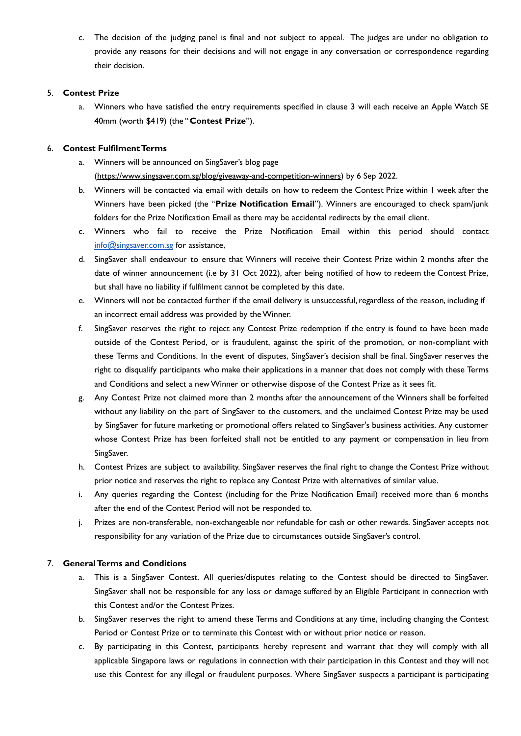c. The decision of the judging panel is final and not subject to appeal. The judges are under no obligation to provide any reasons for their decisions and will not engage in any conversation or correspondence regarding their decision.

5. **Contest Prize**

   a. Winners who have satisfied the entry requirements specified in clause 3 will each receive an Apple Watch SE 40mm (worth $419) (the "**Contest Prize**").

6. **Contest Fulfilment Terms**

   a. Winners will be announced on SingSaver's blog page (https://www.singsaver.com.sg/blog/giveaway-and-competition-winners) by 6 Sep 2022.

   b. Winners will be contacted via email with details on how to redeem the Contest Prize within 1 week after the Winners have been picked (the "**Prize Notification Email**"). Winners are encouraged to check spam/junk folders for the Prize Notification Email as there may be accidental redirects by the email client.

   c. Winners who fail to receive the Prize Notification Email within this period should contact info@singsaver.com.sg for assistance,

   d. SingSaver shall endeavour to ensure that Winners will receive their Contest Prize within 2 months after the date of winner announcement (i.e by 31 Oct 2022), after being notified of how to redeem the Contest Prize, but shall have no liability if fulfilment cannot be completed by this date.

   e. Winners will not be contacted further if the email delivery is unsuccessful, regardless of the reason, including if an incorrect email address was provided by the Winner.

   f. SingSaver reserves the right to reject any Contest Prize redemption if the entry is found to have been made outside of the Contest Period, or is fraudulent, against the spirit of the promotion, or non-compliant with these Terms and Conditions. In the event of disputes, SingSaver's decision shall be final. SingSaver reserves the right to disqualify participants who make their applications in a manner that does not comply with these Terms and Conditions and select a new Winner or otherwise dispose of the Contest Prize as it sees fit.

   g. Any Contest Prize not claimed more than 2 months after the announcement of the Winners shall be forfeited without any liability on the part of SingSaver to the customers, and the unclaimed Contest Prize may be used by SingSaver for future marketing or promotional offers related to SingSaver's business activities. Any customer whose Contest Prize has been forfeited shall not be entitled to any payment or compensation in lieu from SingSaver.

   h. Contest Prizes are subject to availability. SingSaver reserves the final right to change the Contest Prize without prior notice and reserves the right to replace any Contest Prize with alternatives of similar value.

   i. Any queries regarding the Contest (including for the Prize Notification Email) received more than 6 months after the end of the Contest Period will not be responded to.

   j. Prizes are non-transferable, non-exchangeable nor refundable for cash or other rewards. SingSaver accepts not responsibility for any variation of the Prize due to circumstances outside SingSaver's control.

7. **General Terms and Conditions**

   a. This is a SingSaver Contest. All queries/disputes relating to the Contest should be directed to SingSaver. SingSaver shall not be responsible for any loss or damage suffered by an Eligible Participant in connection with this Contest and/or the Contest Prizes.

   b. SingSaver reserves the right to amend these Terms and Conditions at any time, including changing the Contest Period or Contest Prize or to terminate this Contest with or without prior notice or reason.

   c. By participating in this Contest, participants hereby represent and warrant that they will comply with all applicable Singapore laws or regulations in connection with their participation in this Contest and they will not use this Contest for any illegal or fraudulent purposes. Where SingSaver suspects a participant is participating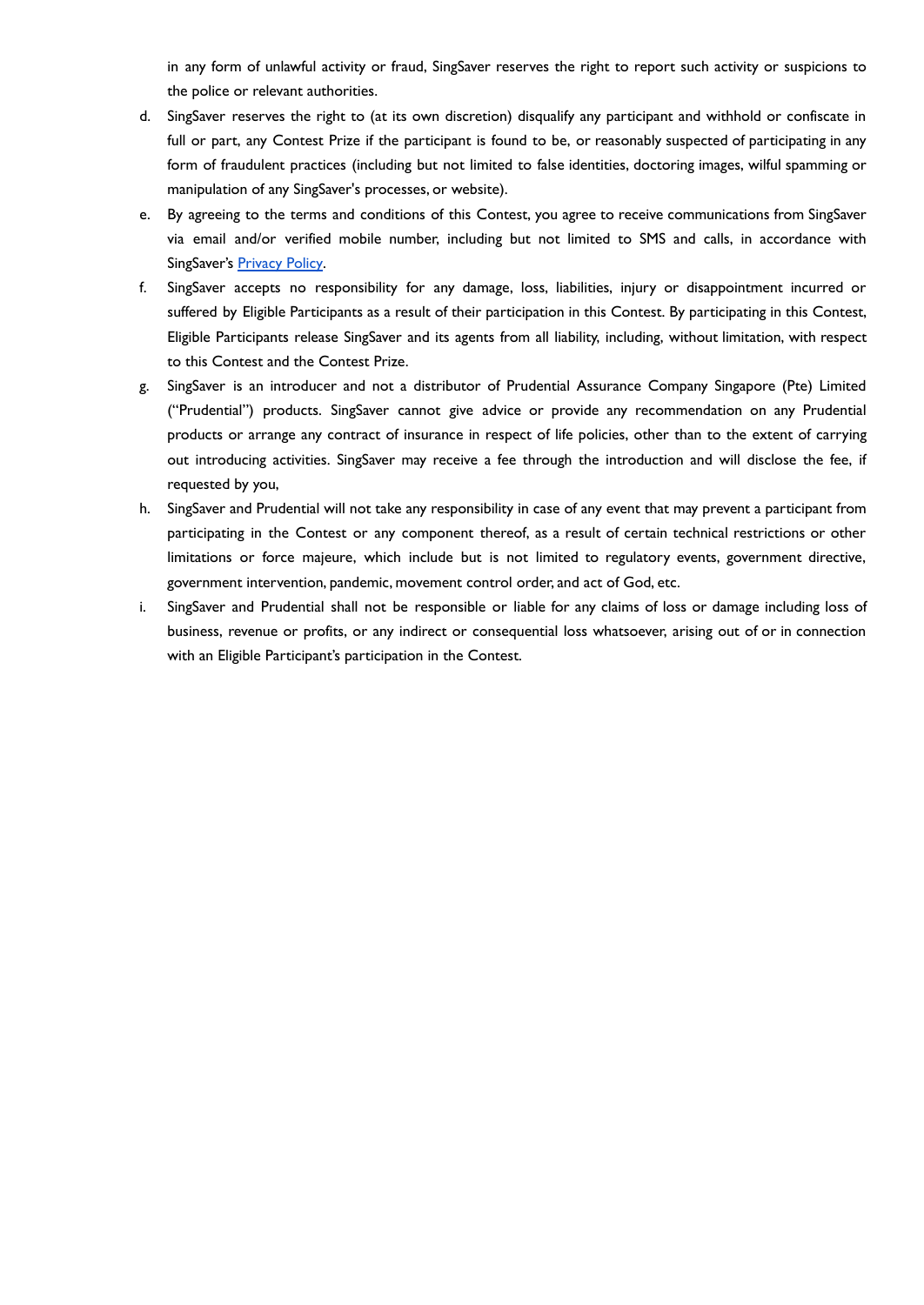in any form of unlawful activity or fraud, SingSaver reserves the right to report such activity or suspicions to the police or relevant authorities.

d. SingSaver reserves the right to (at its own discretion) disqualify any participant and withhold or confiscate in full or part, any Contest Prize if the participant is found to be, or reasonably suspected of participating in any form of fraudulent practices (including but not limited to false identities, doctoring images, wilful spamming or manipulation of any SingSaver's processes, or website).

e. By agreeing to the terms and conditions of this Contest, you agree to receive communications from SingSaver via email and/or verified mobile number, including but not limited to SMS and calls, in accordance with SingSaver's Privacy Policy.

f. SingSaver accepts no responsibility for any damage, loss, liabilities, injury or disappointment incurred or suffered by Eligible Participants as a result of their participation in this Contest. By participating in this Contest, Eligible Participants release SingSaver and its agents from all liability, including, without limitation, with respect to this Contest and the Contest Prize.

g. SingSaver is an introducer and not a distributor of Prudential Assurance Company Singapore (Pte) Limited ("Prudential") products. SingSaver cannot give advice or provide any recommendation on any Prudential products or arrange any contract of insurance in respect of life policies, other than to the extent of carrying out introducing activities. SingSaver may receive a fee through the introduction and will disclose the fee, if requested by you,

h. SingSaver and Prudential will not take any responsibility in case of any event that may prevent a participant from participating in the Contest or any component thereof, as a result of certain technical restrictions or other limitations or force majeure, which include but is not limited to regulatory events, government directive, government intervention, pandemic, movement control order, and act of God, etc.

i. SingSaver and Prudential shall not be responsible or liable for any claims of loss or damage including loss of business, revenue or profits, or any indirect or consequential loss whatsoever, arising out of or in connection with an Eligible Participant's participation in the Contest.